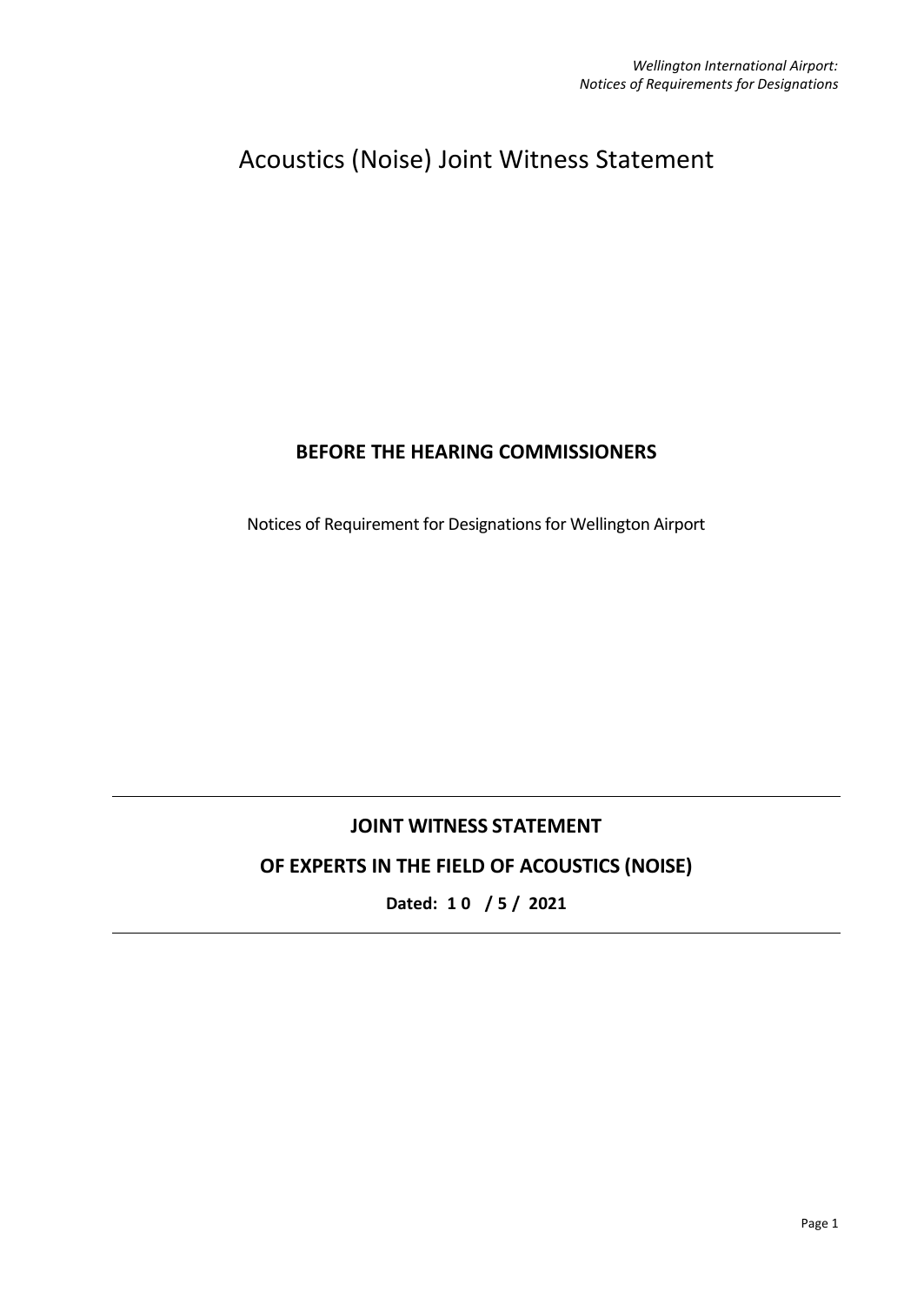*Wellington International Airport:*
*Notices of Requirements for Designations*

# Acoustics (Noise) Joint Witness Statement

## BEFORE THE HEARING COMMISSIONERS

Notices of Requirement for Designations for Wellington Airport

---

## JOINT WITNESS STATEMENT

## OF EXPERTS IN THE FIELD OF ACOUSTICS (NOISE)

**Dated: 1 0 / 5 / 2021**

---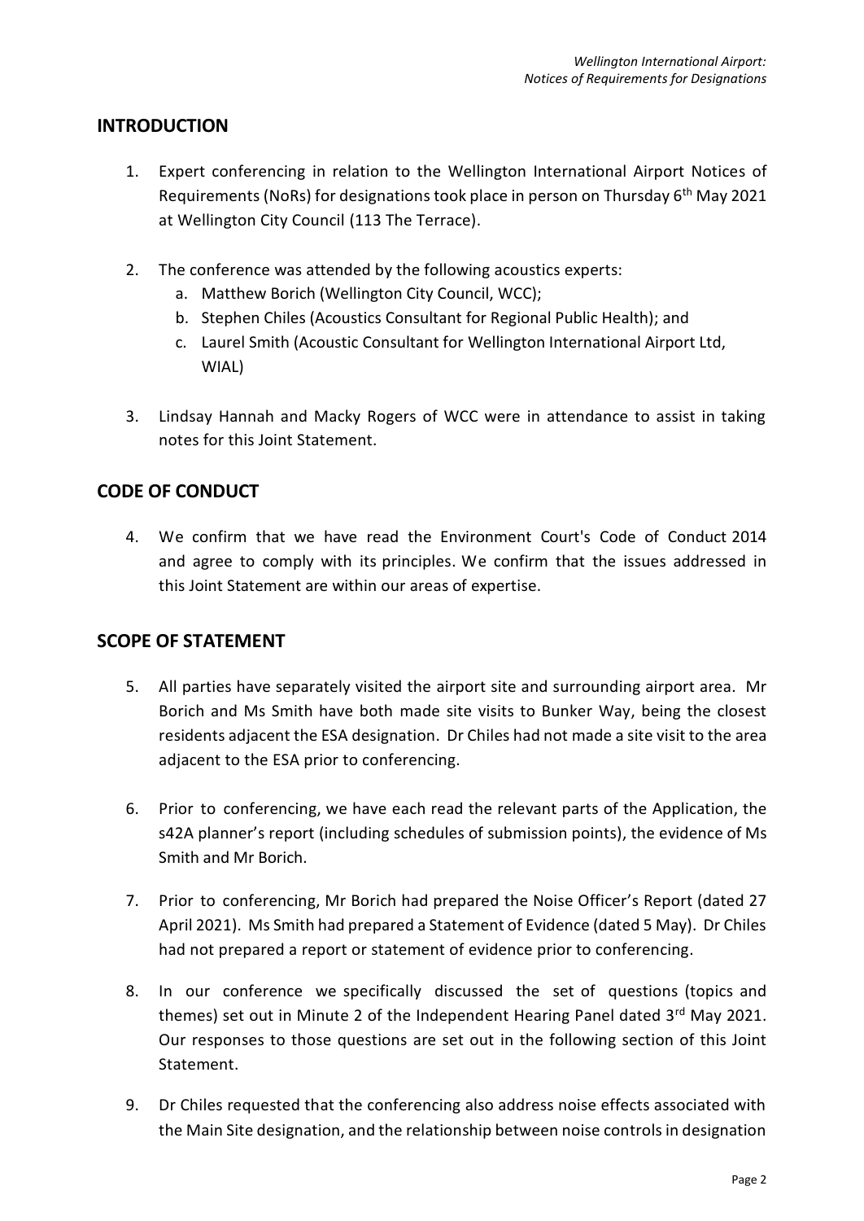## INTRODUCTION

1. Expert conferencing in relation to the Wellington International Airport Notices of Requirements (NoRs) for designations took place in person on Thursday 6th May 2021 at Wellington City Council (113 The Terrace).

2. The conference was attended by the following acoustics experts:
   a. Matthew Borich (Wellington City Council, WCC);
   b. Stephen Chiles (Acoustics Consultant for Regional Public Health); and
   c. Laurel Smith (Acoustic Consultant for Wellington International Airport Ltd, WIAL)

3. Lindsay Hannah and Macky Rogers of WCC were in attendance to assist in taking notes for this Joint Statement.

## CODE OF CONDUCT

4. We confirm that we have read the Environment Court's Code of Conduct 2014 and agree to comply with its principles. We confirm that the issues addressed in this Joint Statement are within our areas of expertise.

## SCOPE OF STATEMENT

5. All parties have separately visited the airport site and surrounding airport area. Mr Borich and Ms Smith have both made site visits to Bunker Way, being the closest residents adjacent the ESA designation. Dr Chiles had not made a site visit to the area adjacent to the ESA prior to conferencing.

6. Prior to conferencing, we have each read the relevant parts of the Application, the s42A planner's report (including schedules of submission points), the evidence of Ms Smith and Mr Borich.

7. Prior to conferencing, Mr Borich had prepared the Noise Officer's Report (dated 27 April 2021). Ms Smith had prepared a Statement of Evidence (dated 5 May). Dr Chiles had not prepared a report or statement of evidence prior to conferencing.

8. In our conference we specifically discussed the set of questions (topics and themes) set out in Minute 2 of the Independent Hearing Panel dated 3rd May 2021. Our responses to those questions are set out in the following section of this Joint Statement.

9. Dr Chiles requested that the conferencing also address noise effects associated with the Main Site designation, and the relationship between noise controls in designation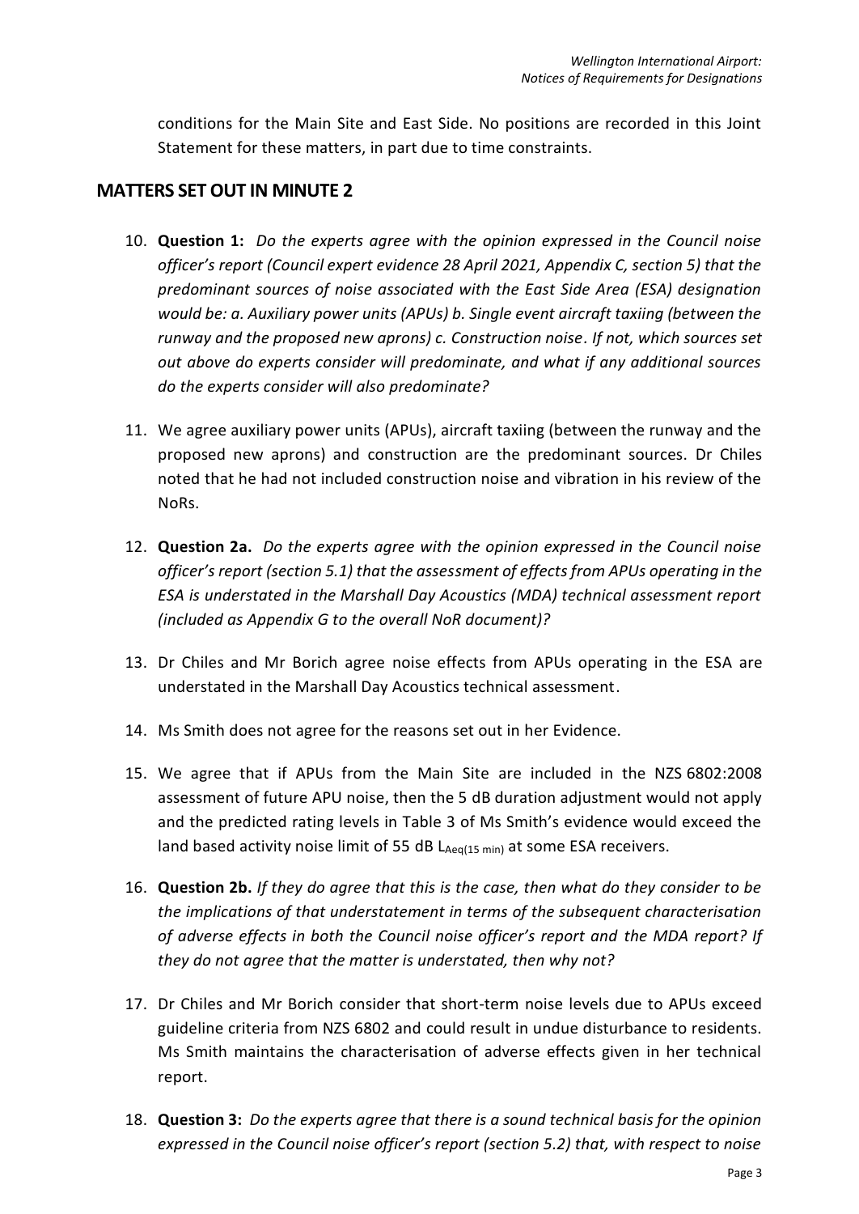conditions for the Main Site and East Side. No positions are recorded in this Joint Statement for these matters, in part due to time constraints.

## MATTERS SET OUT IN MINUTE 2

10. **Question 1:** *Do the experts agree with the opinion expressed in the Council noise officer's report (Council expert evidence 28 April 2021, Appendix C, section 5) that the predominant sources of noise associated with the East Side Area (ESA) designation would be: a. Auxiliary power units (APUs) b. Single event aircraft taxiing (between the runway and the proposed new aprons) c. Construction noise. If not, which sources set out above do experts consider will predominate, and what if any additional sources do the experts consider will also predominate?*

11. We agree auxiliary power units (APUs), aircraft taxiing (between the runway and the proposed new aprons) and construction are the predominant sources. Dr Chiles noted that he had not included construction noise and vibration in his review of the NoRs.

12. **Question 2a.** *Do the experts agree with the opinion expressed in the Council noise officer's report (section 5.1) that the assessment of effects from APUs operating in the ESA is understated in the Marshall Day Acoustics (MDA) technical assessment report (included as Appendix G to the overall NoR document)?*

13. Dr Chiles and Mr Borich agree noise effects from APUs operating in the ESA are understated in the Marshall Day Acoustics technical assessment.

14. Ms Smith does not agree for the reasons set out in her Evidence.

15. We agree that if APUs from the Main Site are included in the NZS 6802:2008 assessment of future APU noise, then the 5 dB duration adjustment would not apply and the predicted rating levels in Table 3 of Ms Smith's evidence would exceed the land based activity noise limit of 55 dB $L_{Aeq(15\ min)}$ at some ESA receivers.

16. **Question 2b.** *If they do agree that this is the case, then what do they consider to be the implications of that understatement in terms of the subsequent characterisation of adverse effects in both the Council noise officer's report and the MDA report? If they do not agree that the matter is understated, then why not?*

17. Dr Chiles and Mr Borich consider that short-term noise levels due to APUs exceed guideline criteria from NZS 6802 and could result in undue disturbance to residents. Ms Smith maintains the characterisation of adverse effects given in her technical report.

18. **Question 3:** *Do the experts agree that there is a sound technical basis for the opinion expressed in the Council noise officer's report (section 5.2) that, with respect to noise*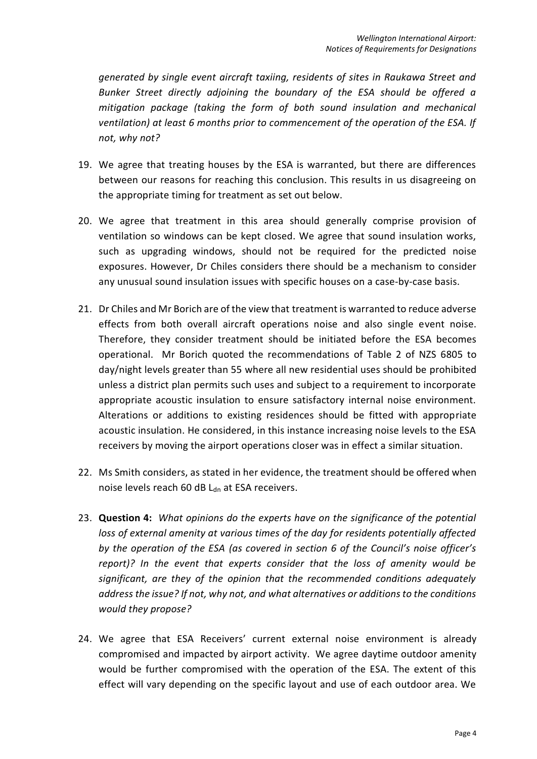*generated by single event aircraft taxiing, residents of sites in Raukawa Street and Bunker Street directly adjoining the boundary of the ESA should be offered a mitigation package (taking the form of both sound insulation and mechanical ventilation) at least 6 months prior to commencement of the operation of the ESA. If not, why not?*

19. We agree that treating houses by the ESA is warranted, but there are differences between our reasons for reaching this conclusion. This results in us disagreeing on the appropriate timing for treatment as set out below.

20. We agree that treatment in this area should generally comprise provision of ventilation so windows can be kept closed. We agree that sound insulation works, such as upgrading windows, should not be required for the predicted noise exposures. However, Dr Chiles considers there should be a mechanism to consider any unusual sound insulation issues with specific houses on a case-by-case basis.

21. Dr Chiles and Mr Borich are of the view that treatment is warranted to reduce adverse effects from both overall aircraft operations noise and also single event noise. Therefore, they consider treatment should be initiated before the ESA becomes operational. Mr Borich quoted the recommendations of Table 2 of NZS 6805 to day/night levels greater than 55 where all new residential uses should be prohibited unless a district plan permits such uses and subject to a requirement to incorporate appropriate acoustic insulation to ensure satisfactory internal noise environment. Alterations or additions to existing residences should be fitted with appropriate acoustic insulation. He considered, in this instance increasing noise levels to the ESA receivers by moving the airport operations closer was in effect a similar situation.

22. Ms Smith considers, as stated in her evidence, the treatment should be offered when noise levels reach 60 dB $L_{dn}$ at ESA receivers.

23. **Question 4:** *What opinions do the experts have on the significance of the potential loss of external amenity at various times of the day for residents potentially affected by the operation of the ESA (as covered in section 6 of the Council's noise officer's report)? In the event that experts consider that the loss of amenity would be significant, are they of the opinion that the recommended conditions adequately address the issue? If not, why not, and what alternatives or additions to the conditions would they propose?*

24. We agree that ESA Receivers' current external noise environment is already compromised and impacted by airport activity. We agree daytime outdoor amenity would be further compromised with the operation of the ESA. The extent of this effect will vary depending on the specific layout and use of each outdoor area. We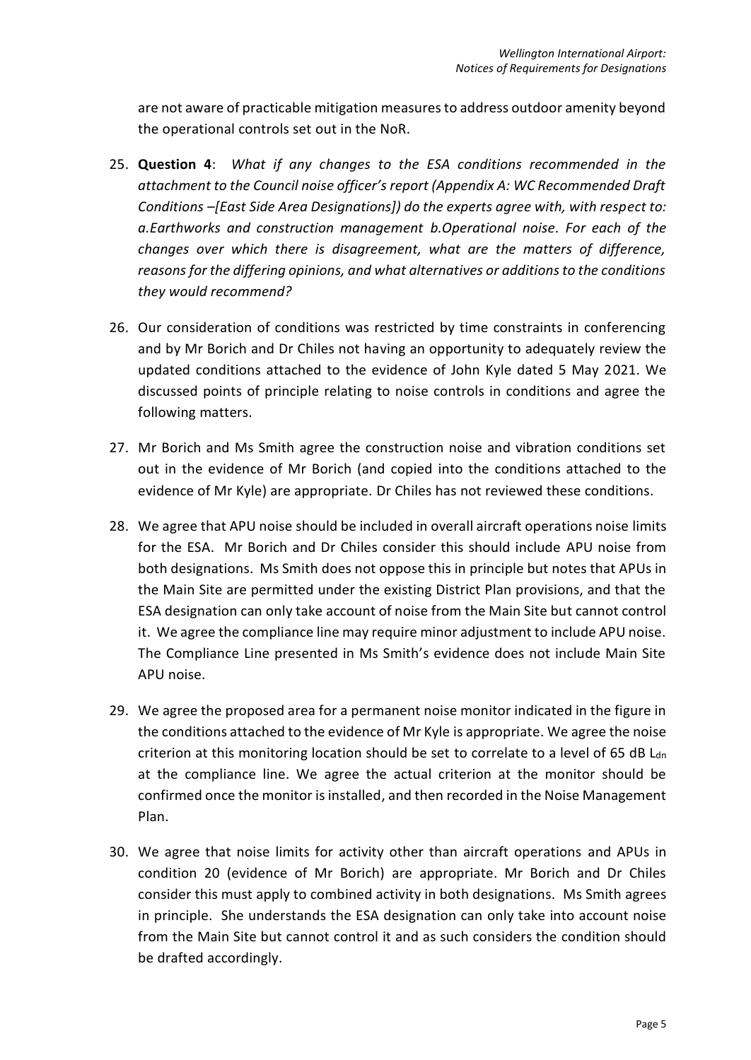are not aware of practicable mitigation measures to address outdoor amenity beyond the operational controls set out in the NoR.

25. **Question 4**: *What if any changes to the ESA conditions recommended in the attachment to the Council noise officer's report (Appendix A: WC Recommended Draft Conditions –[East Side Area Designations]) do the experts agree with, with respect to: a.Earthworks and construction management b.Operational noise. For each of the changes over which there is disagreement, what are the matters of difference, reasons for the differing opinions, and what alternatives or additions to the conditions they would recommend?*

26. Our consideration of conditions was restricted by time constraints in conferencing and by Mr Borich and Dr Chiles not having an opportunity to adequately review the updated conditions attached to the evidence of John Kyle dated 5 May 2021. We discussed points of principle relating to noise controls in conditions and agree the following matters.

27. Mr Borich and Ms Smith agree the construction noise and vibration conditions set out in the evidence of Mr Borich (and copied into the conditions attached to the evidence of Mr Kyle) are appropriate. Dr Chiles has not reviewed these conditions.

28. We agree that APU noise should be included in overall aircraft operations noise limits for the ESA. Mr Borich and Dr Chiles consider this should include APU noise from both designations. Ms Smith does not oppose this in principle but notes that APUs in the Main Site are permitted under the existing District Plan provisions, and that the ESA designation can only take account of noise from the Main Site but cannot control it. We agree the compliance line may require minor adjustment to include APU noise. The Compliance Line presented in Ms Smith's evidence does not include Main Site APU noise.

29. We agree the proposed area for a permanent noise monitor indicated in the figure in the conditions attached to the evidence of Mr Kyle is appropriate. We agree the noise criterion at this monitoring location should be set to correlate to a level of 65 dB $L_{dn}$ at the compliance line. We agree the actual criterion at the monitor should be confirmed once the monitor is installed, and then recorded in the Noise Management Plan.

30. We agree that noise limits for activity other than aircraft operations and APUs in condition 20 (evidence of Mr Borich) are appropriate. Mr Borich and Dr Chiles consider this must apply to combined activity in both designations. Ms Smith agrees in principle. She understands the ESA designation can only take into account noise from the Main Site but cannot control it and as such considers the condition should be drafted accordingly.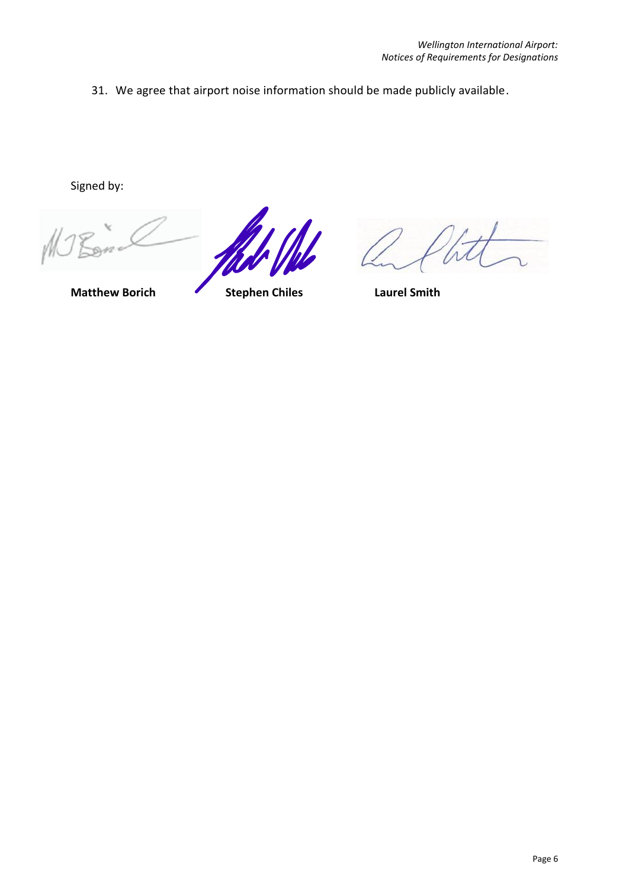31. We agree that airport noise information should be made publicly available.

Signed by:

**Matthew Borich** **Stephen Chiles** **Laurel Smith**